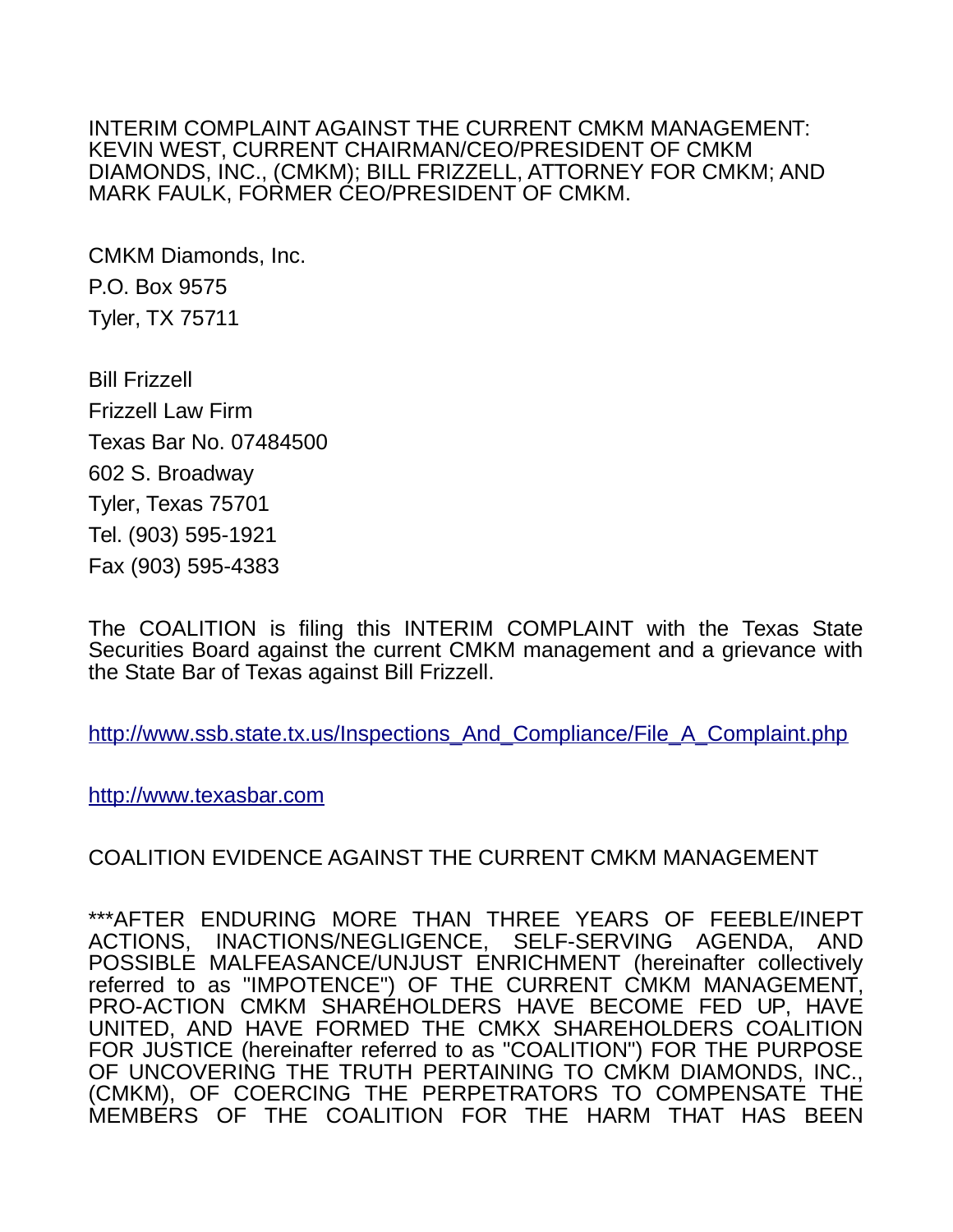INTERIM COMPLAINT AGAINST THE CURRENT CMKM MANAGEMENT: KEVIN WEST, CURRENT CHAIRMAN/CEO/PRESIDENT OF CMKM DIAMONDS, INC., (CMKM); BILL FRIZZELL, ATTORNEY FOR CMKM; AND MARK FAULK, FORMER CEO/PRESIDENT OF CMKM.

CMKM Diamonds, Inc.
P.O. Box 9575
Tyler, TX 75711

Bill Frizzell
Frizzell Law Firm
Texas Bar No. 07484500
602 S. Broadway
Tyler, Texas 75701
Tel. (903) 595-1921
Fax (903) 595-4383

The COALITION is filing this INTERIM COMPLAINT with the Texas State Securities Board against the current CMKM management and a grievance with the State Bar of Texas against Bill Frizzell.

http://www.ssb.state.tx.us/Inspections_And_Compliance/File_A_Complaint.php

http://www.texasbar.com

COALITION EVIDENCE AGAINST THE CURRENT CMKM MANAGEMENT

***AFTER ENDURING MORE THAN THREE YEARS OF FEEBLE/INEPT ACTIONS, INACTIONS/NEGLIGENCE, SELF-SERVING AGENDA, AND POSSIBLE MALFEASANCE/UNJUST ENRICHMENT (hereinafter collectively referred to as "IMPOTENCE") OF THE CURRENT CMKM MANAGEMENT, PRO-ACTION CMKM SHAREHOLDERS HAVE BECOME FED UP, HAVE UNITED, AND HAVE FORMED THE CMKX SHAREHOLDERS COALITION FOR JUSTICE (hereinafter referred to as "COALITION") FOR THE PURPOSE OF UNCOVERING THE TRUTH PERTAINING TO CMKM DIAMONDS, INC., (CMKM), OF COERCING THE PERPETRATORS TO COMPENSATE THE MEMBERS OF THE COALITION FOR THE HARM THAT HAS BEEN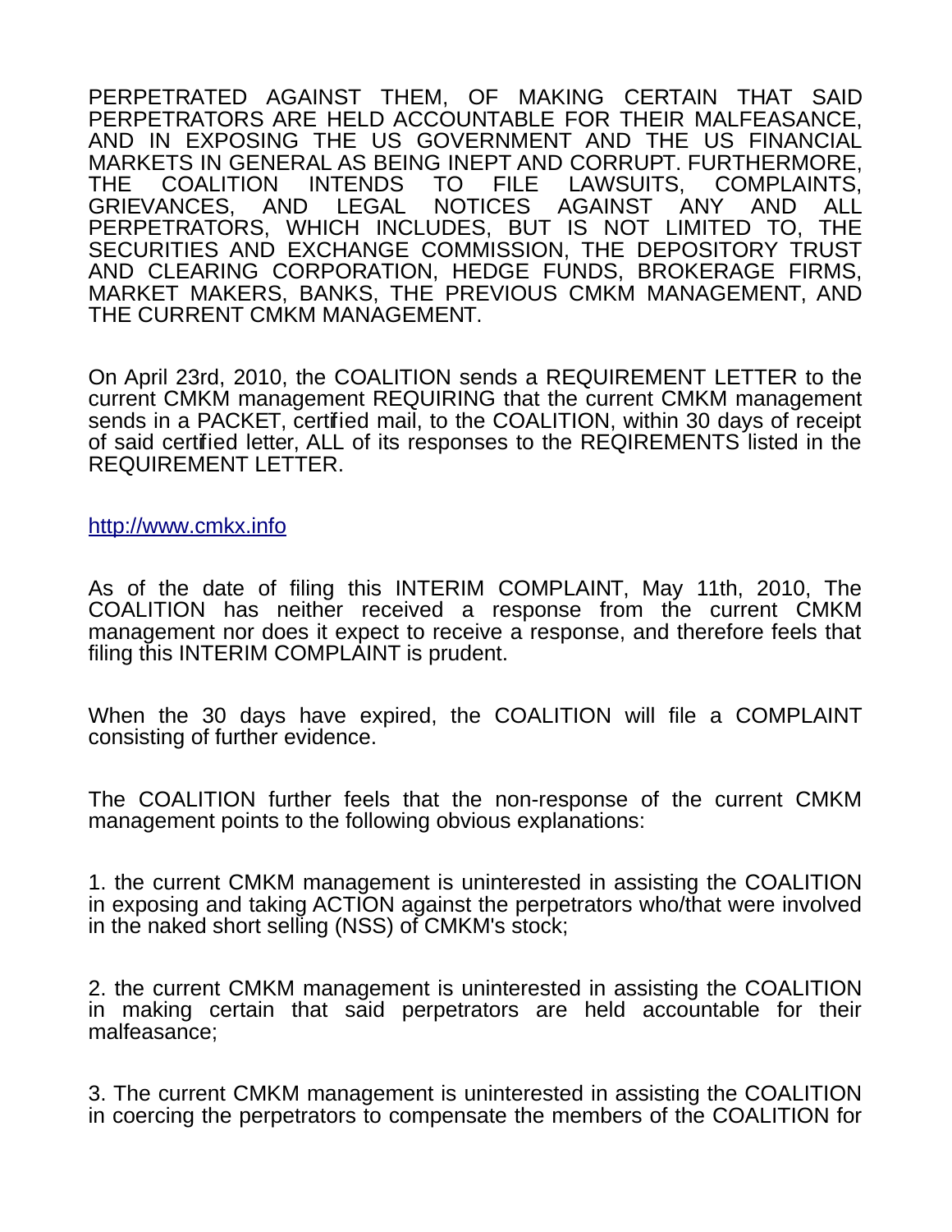PERPETRATED AGAINST THEM, OF MAKING CERTAIN THAT SAID PERPETRATORS ARE HELD ACCOUNTABLE FOR THEIR MALFEASANCE, AND IN EXPOSING THE US GOVERNMENT AND THE US FINANCIAL MARKETS IN GENERAL AS BEING INEPT AND CORRUPT. FURTHERMORE, THE COALITION INTENDS TO FILE LAWSUITS, COMPLAINTS, GRIEVANCES, AND LEGAL NOTICES AGAINST ANY AND ALL PERPETRATORS, WHICH INCLUDES, BUT IS NOT LIMITED TO, THE SECURITIES AND EXCHANGE COMMISSION, THE DEPOSITORY TRUST AND CLEARING CORPORATION, HEDGE FUNDS, BROKERAGE FIRMS, MARKET MAKERS, BANKS, THE PREVIOUS CMKM MANAGEMENT, AND THE CURRENT CMKM MANAGEMENT.

On April 23rd, 2010, the COALITION sends a REQUIREMENT LETTER to the current CMKM management REQUIRING that the current CMKM management sends in a PACKET, certified mail, to the COALITION, within 30 days of receipt of said certified letter, ALL of its responses to the REQIREMENTS listed in the REQUIREMENT LETTER.

[http://www.cmkx.info](http://www.cmkx.info)

As of the date of filing this INTERIM COMPLAINT, May 11th, 2010, The COALITION has neither received a response from the current CMKM management nor does it expect to receive a response, and therefore feels that filing this INTERIM COMPLAINT is prudent.

When the 30 days have expired, the COALITION will file a COMPLAINT consisting of further evidence.

The COALITION further feels that the non-response of the current CMKM management points to the following obvious explanations:

1. the current CMKM management is uninterested in assisting the COALITION in exposing and taking ACTION against the perpetrators who/that were involved in the naked short selling (NSS) of CMKM's stock;

2. the current CMKM management is uninterested in assisting the COALITION in making certain that said perpetrators are held accountable for their malfeasance;

3. The current CMKM management is uninterested in assisting the COALITION in coercing the perpetrators to compensate the members of the COALITION for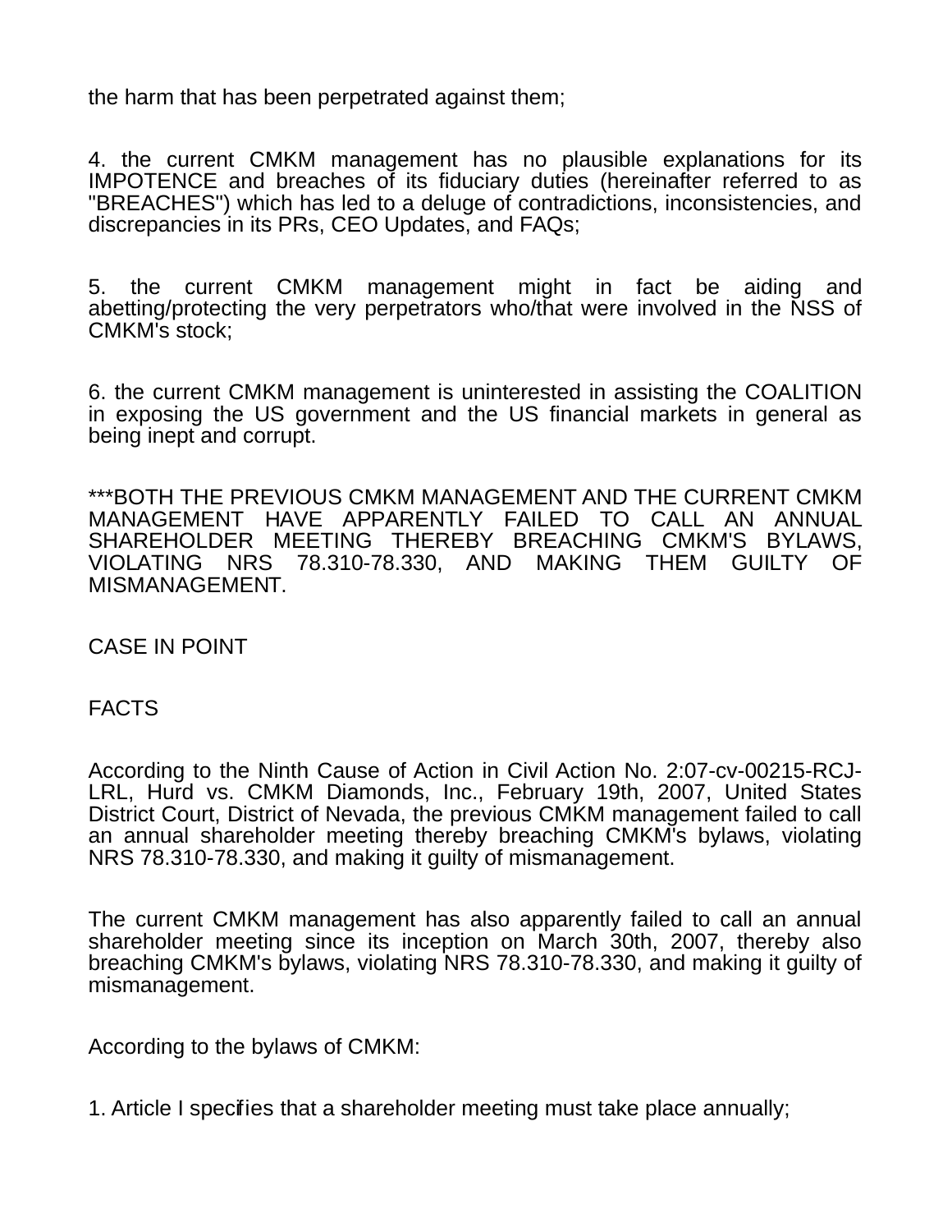the harm that has been perpetrated against them;

4. the current CMKM management has no plausible explanations for its IMPOTENCE and breaches of its fiduciary duties (hereinafter referred to as "BREACHES") which has led to a deluge of contradictions, inconsistencies, and discrepancies in its PRs, CEO Updates, and FAQs;

5. the current CMKM management might in fact be aiding and abetting/protecting the very perpetrators who/that were involved in the NSS of CMKM's stock;

6. the current CMKM management is uninterested in assisting the COALITION in exposing the US government and the US financial markets in general as being inept and corrupt.

***BOTH THE PREVIOUS CMKM MANAGEMENT AND THE CURRENT CMKM MANAGEMENT HAVE APPARENTLY FAILED TO CALL AN ANNUAL SHAREHOLDER MEETING THEREBY BREACHING CMKM'S BYLAWS, VIOLATING NRS 78.310-78.330, AND MAKING THEM GUILTY OF MISMANAGEMENT.

CASE IN POINT

FACTS

According to the Ninth Cause of Action in Civil Action No. 2:07-cv-00215-RCJ-LRL, Hurd vs. CMKM Diamonds, Inc., February 19th, 2007, United States District Court, District of Nevada, the previous CMKM management failed to call an annual shareholder meeting thereby breaching CMKM's bylaws, violating NRS 78.310-78.330, and making it guilty of mismanagement.

The current CMKM management has also apparently failed to call an annual shareholder meeting since its inception on March 30th, 2007, thereby also breaching CMKM's bylaws, violating NRS 78.310-78.330, and making it guilty of mismanagement.

According to the bylaws of CMKM:

1. Article I specifies that a shareholder meeting must take place annually;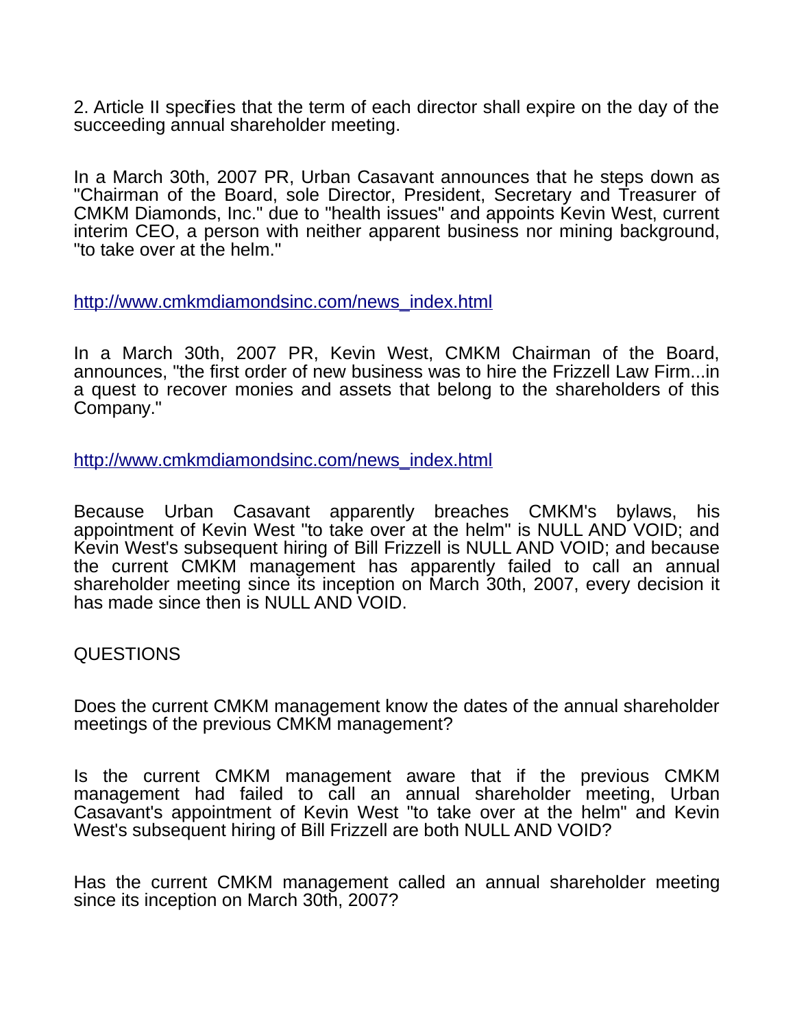2. Article II specifies that the term of each director shall expire on the day of the succeeding annual shareholder meeting.

In a March 30th, 2007 PR, Urban Casavant announces that he steps down as "Chairman of the Board, sole Director, President, Secretary and Treasurer of CMKM Diamonds, Inc." due to "health issues" and appoints Kevin West, current interim CEO, a person with neither apparent business nor mining background, "to take over at the helm."

http://www.cmkmdiamondsinc.com/news_index.html

In a March 30th, 2007 PR, Kevin West, CMKM Chairman of the Board, announces, "the first order of new business was to hire the Frizzell Law Firm...in a quest to recover monies and assets that belong to the shareholders of this Company."

http://www.cmkmdiamondsinc.com/news_index.html

Because Urban Casavant apparently breaches CMKM's bylaws, his appointment of Kevin West "to take over at the helm" is NULL AND VOID; and Kevin West's subsequent hiring of Bill Frizzell is NULL AND VOID; and because the current CMKM management has apparently failed to call an annual shareholder meeting since its inception on March 30th, 2007, every decision it has made since then is NULL AND VOID.

QUESTIONS

Does the current CMKM management know the dates of the annual shareholder meetings of the previous CMKM management?

Is the current CMKM management aware that if the previous CMKM management had failed to call an annual shareholder meeting, Urban Casavant's appointment of Kevin West "to take over at the helm" and Kevin West's subsequent hiring of Bill Frizzell are both NULL AND VOID?

Has the current CMKM management called an annual shareholder meeting since its inception on March 30th, 2007?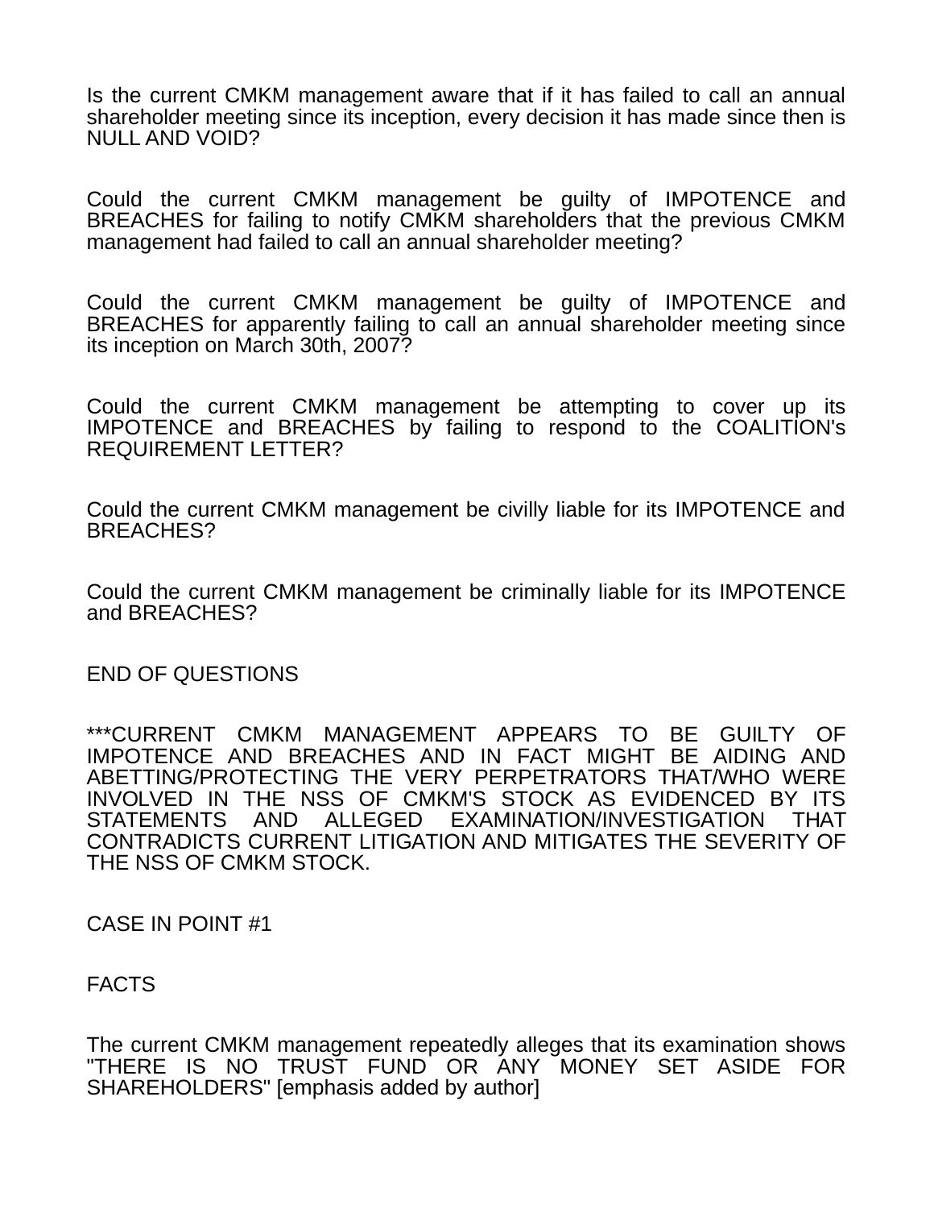Is the current CMKM management aware that if it has failed to call an annual shareholder meeting since its inception, every decision it has made since then is NULL AND VOID?

Could the current CMKM management be guilty of IMPOTENCE and BREACHES for failing to notify CMKM shareholders that the previous CMKM management had failed to call an annual shareholder meeting?

Could the current CMKM management be guilty of IMPOTENCE and BREACHES for apparently failing to call an annual shareholder meeting since its inception on March 30th, 2007?

Could the current CMKM management be attempting to cover up its IMPOTENCE and BREACHES by failing to respond to the COALITION's REQUIREMENT LETTER?

Could the current CMKM management be civilly liable for its IMPOTENCE and BREACHES?

Could the current CMKM management be criminally liable for its IMPOTENCE and BREACHES?

END OF QUESTIONS

***CURRENT CMKM MANAGEMENT APPEARS TO BE GUILTY OF IMPOTENCE AND BREACHES AND IN FACT MIGHT BE AIDING AND ABETTING/PROTECTING THE VERY PERPETRATORS THAT/WHO WERE INVOLVED IN THE NSS OF CMKM'S STOCK AS EVIDENCED BY ITS STATEMENTS AND ALLEGED EXAMINATION/INVESTIGATION THAT CONTRADICTS CURRENT LITIGATION AND MITIGATES THE SEVERITY OF THE NSS OF CMKM STOCK.

CASE IN POINT #1

FACTS

The current CMKM management repeatedly alleges that its examination shows "THERE IS NO TRUST FUND OR ANY MONEY SET ASIDE FOR SHAREHOLDERS" [emphasis added by author]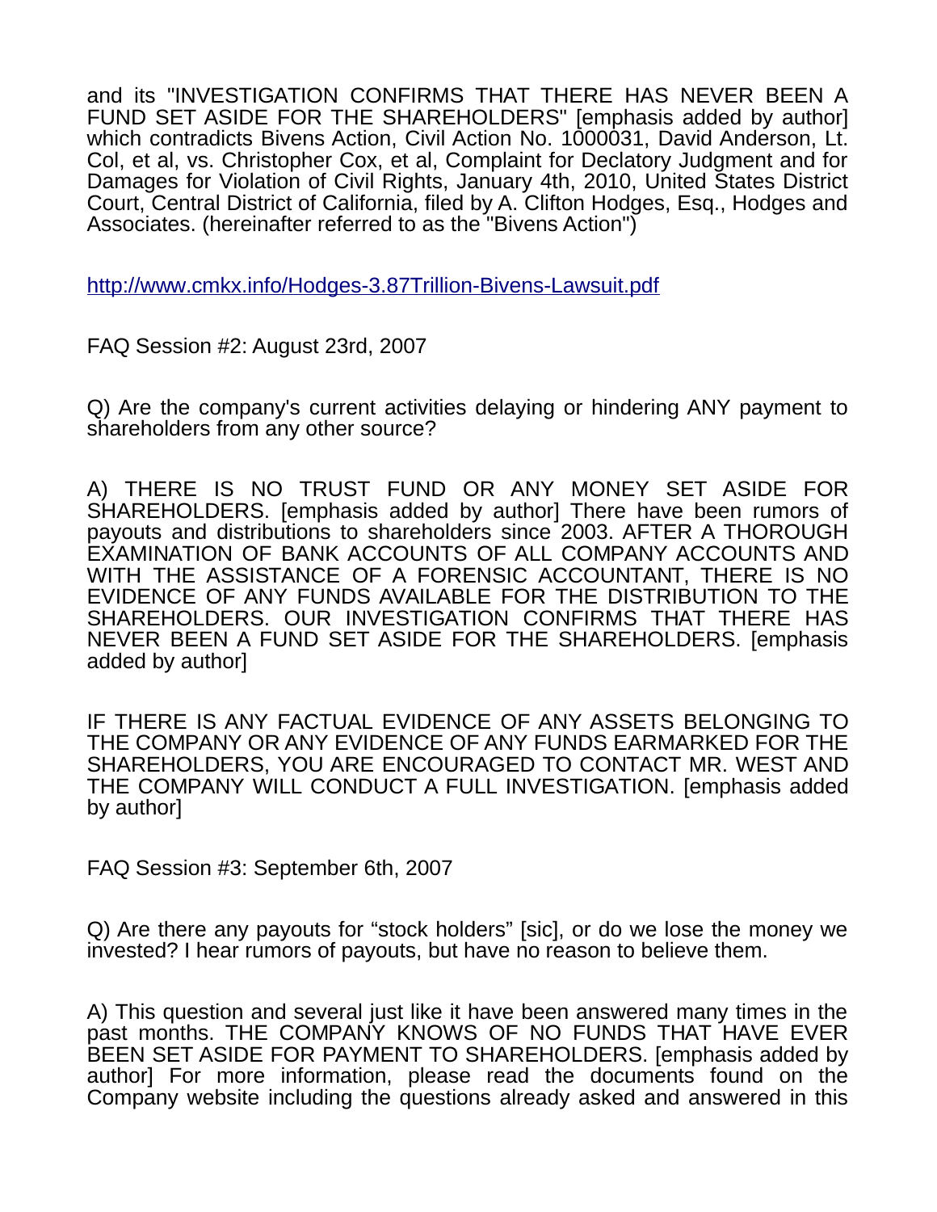and its "INVESTIGATION CONFIRMS THAT THERE HAS NEVER BEEN A FUND SET ASIDE FOR THE SHAREHOLDERS" [emphasis added by author] which contradicts Bivens Action, Civil Action No. 1000031, David Anderson, Lt. Col, et al, vs. Christopher Cox, et al, Complaint for Declatory Judgment and for Damages for Violation of Civil Rights, January 4th, 2010, United States District Court, Central District of California, filed by A. Clifton Hodges, Esq., Hodges and Associates. (hereinafter referred to as the "Bivens Action")

http://www.cmkx.info/Hodges-3.87Trillion-Bivens-Lawsuit.pdf

FAQ Session #2: August 23rd, 2007

Q) Are the company's current activities delaying or hindering ANY payment to shareholders from any other source?

A) THERE IS NO TRUST FUND OR ANY MONEY SET ASIDE FOR SHAREHOLDERS. [emphasis added by author] There have been rumors of payouts and distributions to shareholders since 2003. AFTER A THOROUGH EXAMINATION OF BANK ACCOUNTS OF ALL COMPANY ACCOUNTS AND WITH THE ASSISTANCE OF A FORENSIC ACCOUNTANT, THERE IS NO EVIDENCE OF ANY FUNDS AVAILABLE FOR THE DISTRIBUTION TO THE SHAREHOLDERS. OUR INVESTIGATION CONFIRMS THAT THERE HAS NEVER BEEN A FUND SET ASIDE FOR THE SHAREHOLDERS. [emphasis added by author]

IF THERE IS ANY FACTUAL EVIDENCE OF ANY ASSETS BELONGING TO THE COMPANY OR ANY EVIDENCE OF ANY FUNDS EARMARKED FOR THE SHAREHOLDERS, YOU ARE ENCOURAGED TO CONTACT MR. WEST AND THE COMPANY WILL CONDUCT A FULL INVESTIGATION. [emphasis added by author]

FAQ Session #3: September 6th, 2007

Q) Are there any payouts for "stock holders" [sic], or do we lose the money we invested? I hear rumors of payouts, but have no reason to believe them.

A) This question and several just like it have been answered many times in the past months. THE COMPANY KNOWS OF NO FUNDS THAT HAVE EVER BEEN SET ASIDE FOR PAYMENT TO SHAREHOLDERS. [emphasis added by author] For more information, please read the documents found on the Company website including the questions already asked and answered in this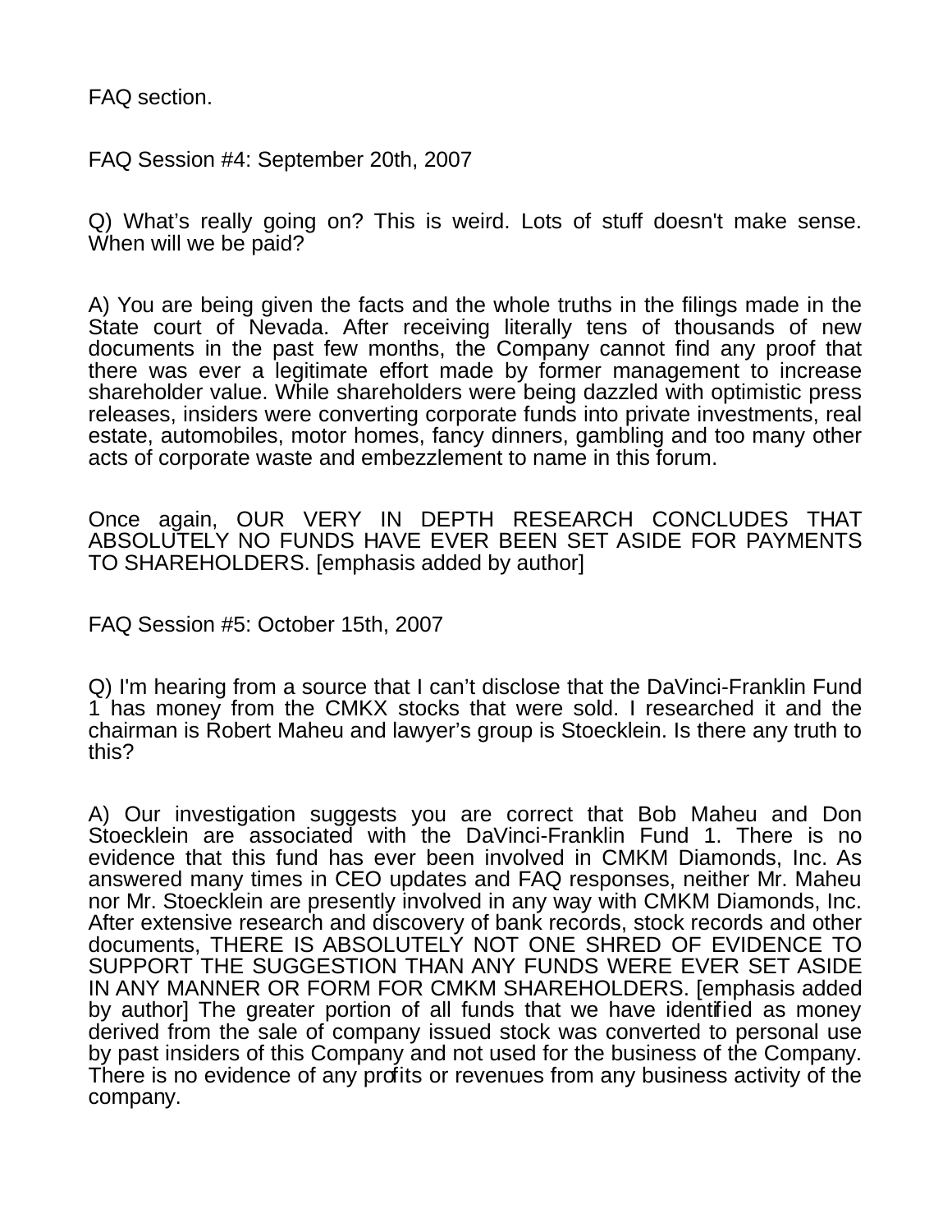FAQ section.

FAQ Session #4: September 20th, 2007

Q) What's really going on? This is weird. Lots of stuff doesn't make sense. When will we be paid?

A) You are being given the facts and the whole truths in the filings made in the State court of Nevada. After receiving literally tens of thousands of new documents in the past few months, the Company cannot find any proof that there was ever a legitimate effort made by former management to increase shareholder value. While shareholders were being dazzled with optimistic press releases, insiders were converting corporate funds into private investments, real estate, automobiles, motor homes, fancy dinners, gambling and too many other acts of corporate waste and embezzlement to name in this forum.

Once again, OUR VERY IN DEPTH RESEARCH CONCLUDES THAT ABSOLUTELY NO FUNDS HAVE EVER BEEN SET ASIDE FOR PAYMENTS TO SHAREHOLDERS. [emphasis added by author]

FAQ Session #5: October 15th, 2007

Q) I'm hearing from a source that I can't disclose that the DaVinci-Franklin Fund 1 has money from the CMKX stocks that were sold. I researched it and the chairman is Robert Maheu and lawyer's group is Stoecklein. Is there any truth to this?

A) Our investigation suggests you are correct that Bob Maheu and Don Stoecklein are associated with the DaVinci-Franklin Fund 1. There is no evidence that this fund has ever been involved in CMKM Diamonds, Inc. As answered many times in CEO updates and FAQ responses, neither Mr. Maheu nor Mr. Stoecklein are presently involved in any way with CMKM Diamonds, Inc. After extensive research and discovery of bank records, stock records and other documents, THERE IS ABSOLUTELY NOT ONE SHRED OF EVIDENCE TO SUPPORT THE SUGGESTION THAN ANY FUNDS WERE EVER SET ASIDE IN ANY MANNER OR FORM FOR CMKM SHAREHOLDERS. [emphasis added by author] The greater portion of all funds that we have identified as money derived from the sale of company issued stock was converted to personal use by past insiders of this Company and not used for the business of the Company. There is no evidence of any profits or revenues from any business activity of the company.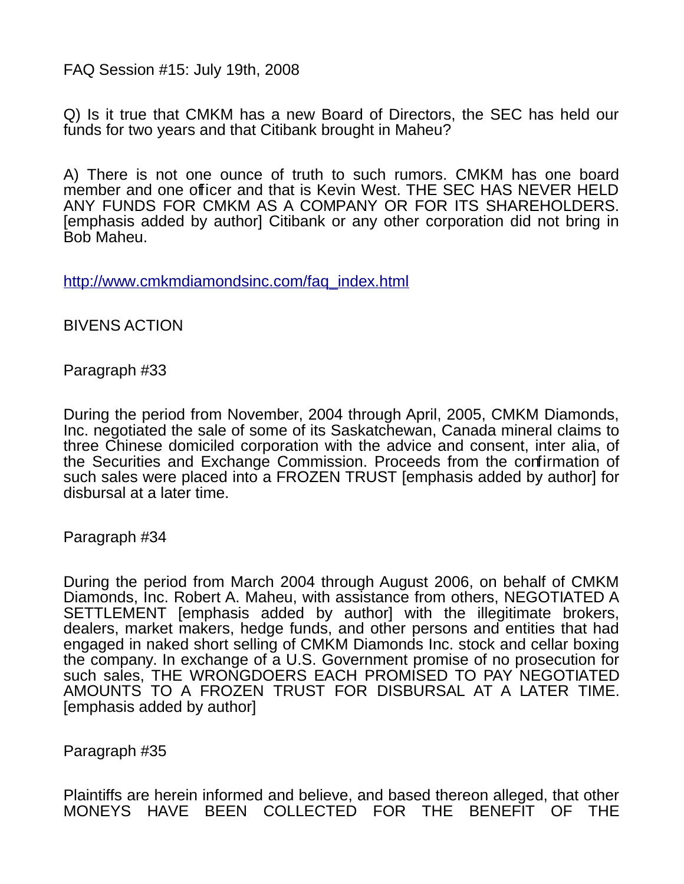FAQ Session #15: July 19th, 2008

Q) Is it true that CMKM has a new Board of Directors, the SEC has held our funds for two years and that Citibank brought in Maheu?

A) There is not one ounce of truth to such rumors. CMKM has one board member and one officer and that is Kevin West. THE SEC HAS NEVER HELD ANY FUNDS FOR CMKM AS A COMPANY OR FOR ITS SHAREHOLDERS. [emphasis added by author] Citibank or any other corporation did not bring in Bob Maheu.

http://www.cmkmdiamondsinc.com/faq_index.html

BIVENS ACTION

Paragraph #33

During the period from November, 2004 through April, 2005, CMKM Diamonds, Inc. negotiated the sale of some of its Saskatchewan, Canada mineral claims to three Chinese domiciled corporation with the advice and consent, inter alia, of the Securities and Exchange Commission. Proceeds from the confirmation of such sales were placed into a FROZEN TRUST [emphasis added by author] for disbursal at a later time.

Paragraph #34

During the period from March 2004 through August 2006, on behalf of CMKM Diamonds, Inc. Robert A. Maheu, with assistance from others, NEGOTIATED A SETTLEMENT [emphasis added by author] with the illegitimate brokers, dealers, market makers, hedge funds, and other persons and entities that had engaged in naked short selling of CMKM Diamonds Inc. stock and cellar boxing the company. In exchange of a U.S. Government promise of no prosecution for such sales, THE WRONGDOERS EACH PROMISED TO PAY NEGOTIATED AMOUNTS TO A FROZEN TRUST FOR DISBURSAL AT A LATER TIME. [emphasis added by author]

Paragraph #35

Plaintiffs are herein informed and believe, and based thereon alleged, that other MONEYS HAVE BEEN COLLECTED FOR THE BENEFIT OF THE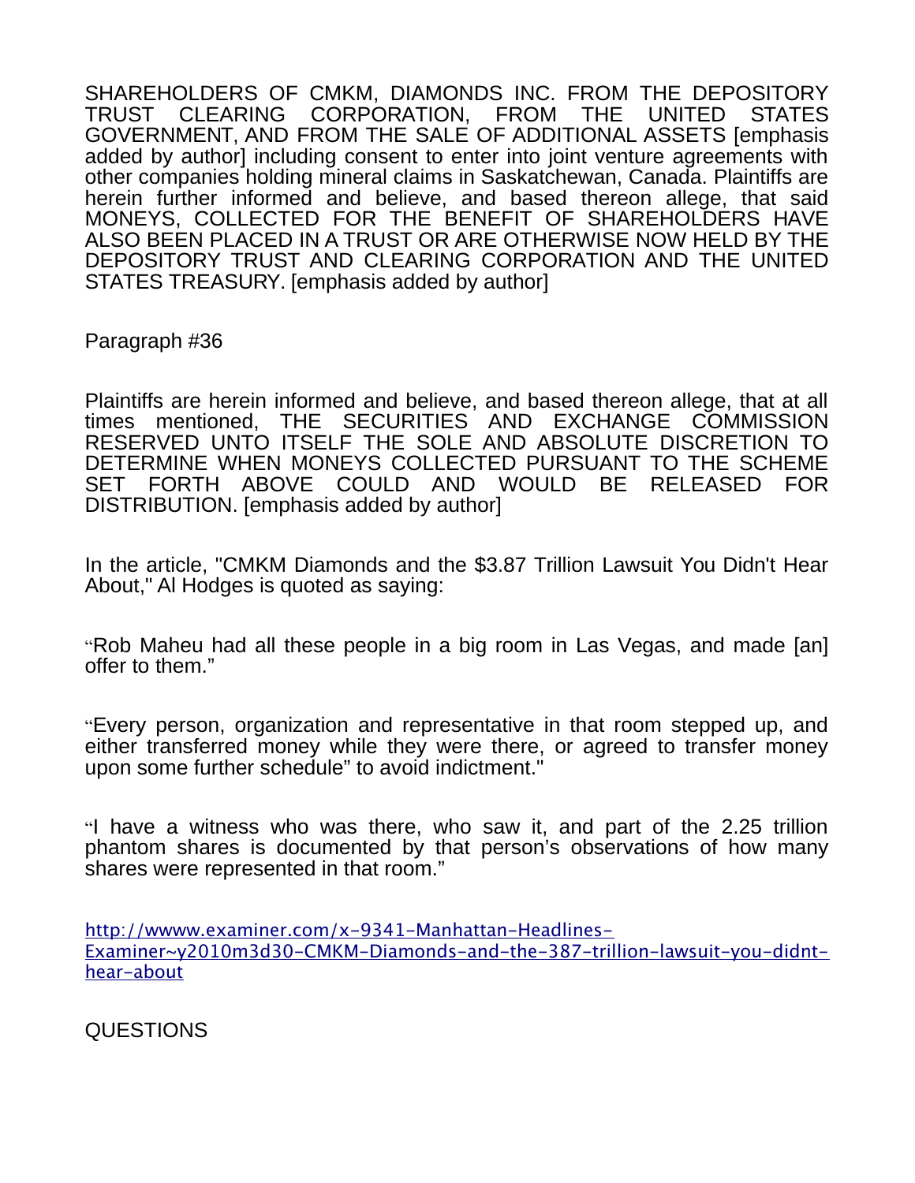SHAREHOLDERS OF CMKM, DIAMONDS INC. FROM THE DEPOSITORY TRUST CLEARING CORPORATION, FROM THE UNITED STATES GOVERNMENT, AND FROM THE SALE OF ADDITIONAL ASSETS [emphasis added by author] including consent to enter into joint venture agreements with other companies holding mineral claims in Saskatchewan, Canada. Plaintiffs are herein further informed and believe, and based thereon allege, that said MONEYS, COLLECTED FOR THE BENEFIT OF SHAREHOLDERS HAVE ALSO BEEN PLACED IN A TRUST OR ARE OTHERWISE NOW HELD BY THE DEPOSITORY TRUST AND CLEARING CORPORATION AND THE UNITED STATES TREASURY. [emphasis added by author]

Paragraph #36

Plaintiffs are herein informed and believe, and based thereon allege, that at all times mentioned, THE SECURITIES AND EXCHANGE COMMISSION RESERVED UNTO ITSELF THE SOLE AND ABSOLUTE DISCRETION TO DETERMINE WHEN MONEYS COLLECTED PURSUANT TO THE SCHEME SET FORTH ABOVE COULD AND WOULD BE RELEASED FOR DISTRIBUTION. [emphasis added by author]

In the article, "CMKM Diamonds and the $3.87 Trillion Lawsuit You Didn't Hear About," Al Hodges is quoted as saying:

"Rob Maheu had all these people in a big room in Las Vegas, and made [an] offer to them."

"Every person, organization and representative in that room stepped up, and either transferred money while they were there, or agreed to transfer money upon some further schedule" to avoid indictment."

"I have a witness who was there, who saw it, and part of the 2.25 trillion phantom shares is documented by that person's observations of how many shares were represented in that room."

http://wwww.examiner.com/x-9341-Manhattan-Headlines-Examiner~y2010m3d30-CMKM-Diamonds-and-the-387-trillion-lawsuit-you-didnt-hear-about

QUESTIONS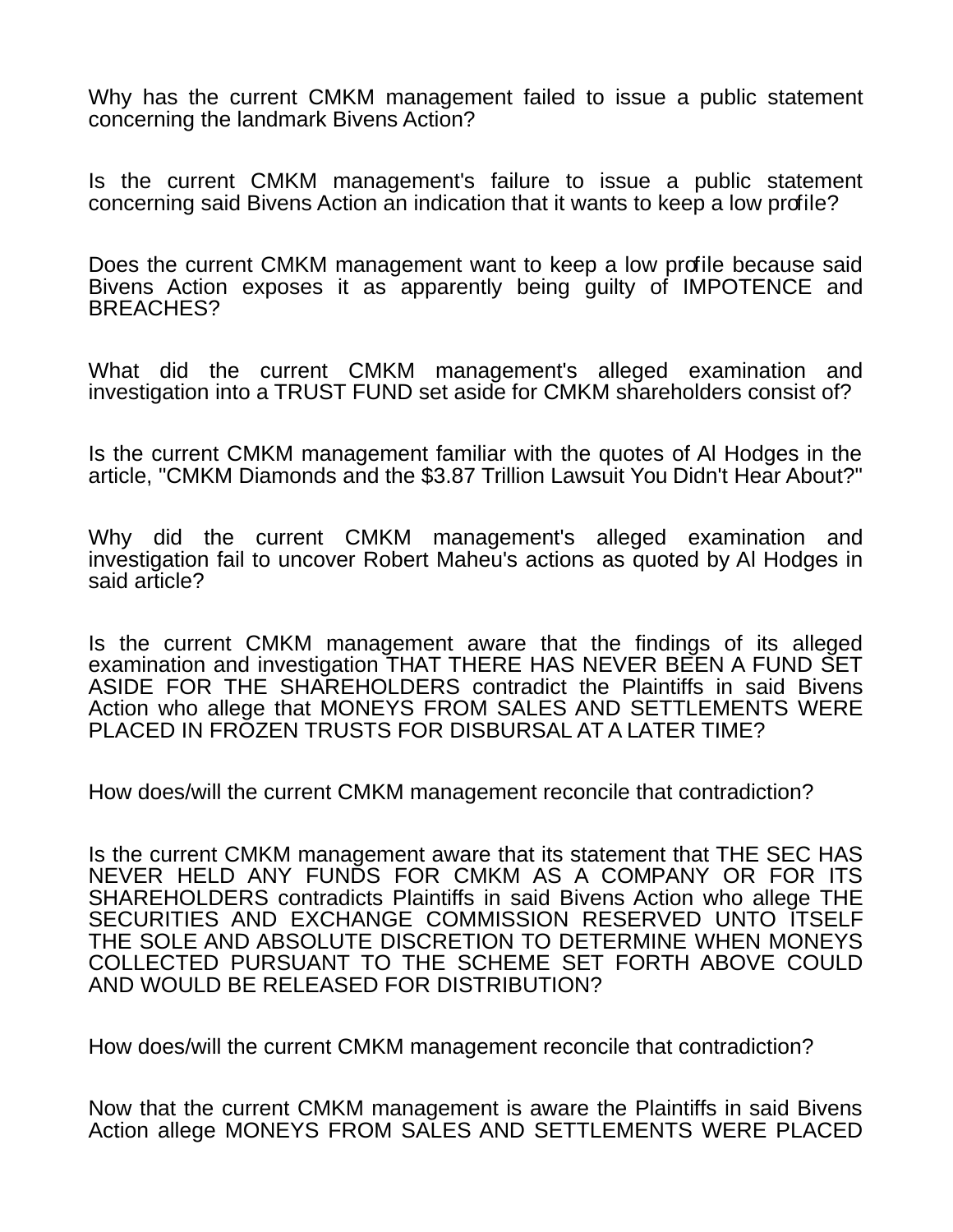Why has the current CMKM management failed to issue a public statement concerning the landmark Bivens Action?

Is the current CMKM management's failure to issue a public statement concerning said Bivens Action an indication that it wants to keep a low profile?

Does the current CMKM management want to keep a low profile because said Bivens Action exposes it as apparently being guilty of IMPOTENCE and BREACHES?

What did the current CMKM management's alleged examination and investigation into a TRUST FUND set aside for CMKM shareholders consist of?

Is the current CMKM management familiar with the quotes of Al Hodges in the article, "CMKM Diamonds and the $3.87 Trillion Lawsuit You Didn't Hear About?"

Why did the current CMKM management's alleged examination and investigation fail to uncover Robert Maheu's actions as quoted by Al Hodges in said article?

Is the current CMKM management aware that the findings of its alleged examination and investigation THAT THERE HAS NEVER BEEN A FUND SET ASIDE FOR THE SHAREHOLDERS contradict the Plaintiffs in said Bivens Action who allege that MONEYS FROM SALES AND SETTLEMENTS WERE PLACED IN FROZEN TRUSTS FOR DISBURSAL AT A LATER TIME?

How does/will the current CMKM management reconcile that contradiction?

Is the current CMKM management aware that its statement that THE SEC HAS NEVER HELD ANY FUNDS FOR CMKM AS A COMPANY OR FOR ITS SHAREHOLDERS contradicts Plaintiffs in said Bivens Action who allege THE SECURITIES AND EXCHANGE COMMISSION RESERVED UNTO ITSELF THE SOLE AND ABSOLUTE DISCRETION TO DETERMINE WHEN MONEYS COLLECTED PURSUANT TO THE SCHEME SET FORTH ABOVE COULD AND WOULD BE RELEASED FOR DISTRIBUTION?

How does/will the current CMKM management reconcile that contradiction?

Now that the current CMKM management is aware the Plaintiffs in said Bivens Action allege MONEYS FROM SALES AND SETTLEMENTS WERE PLACED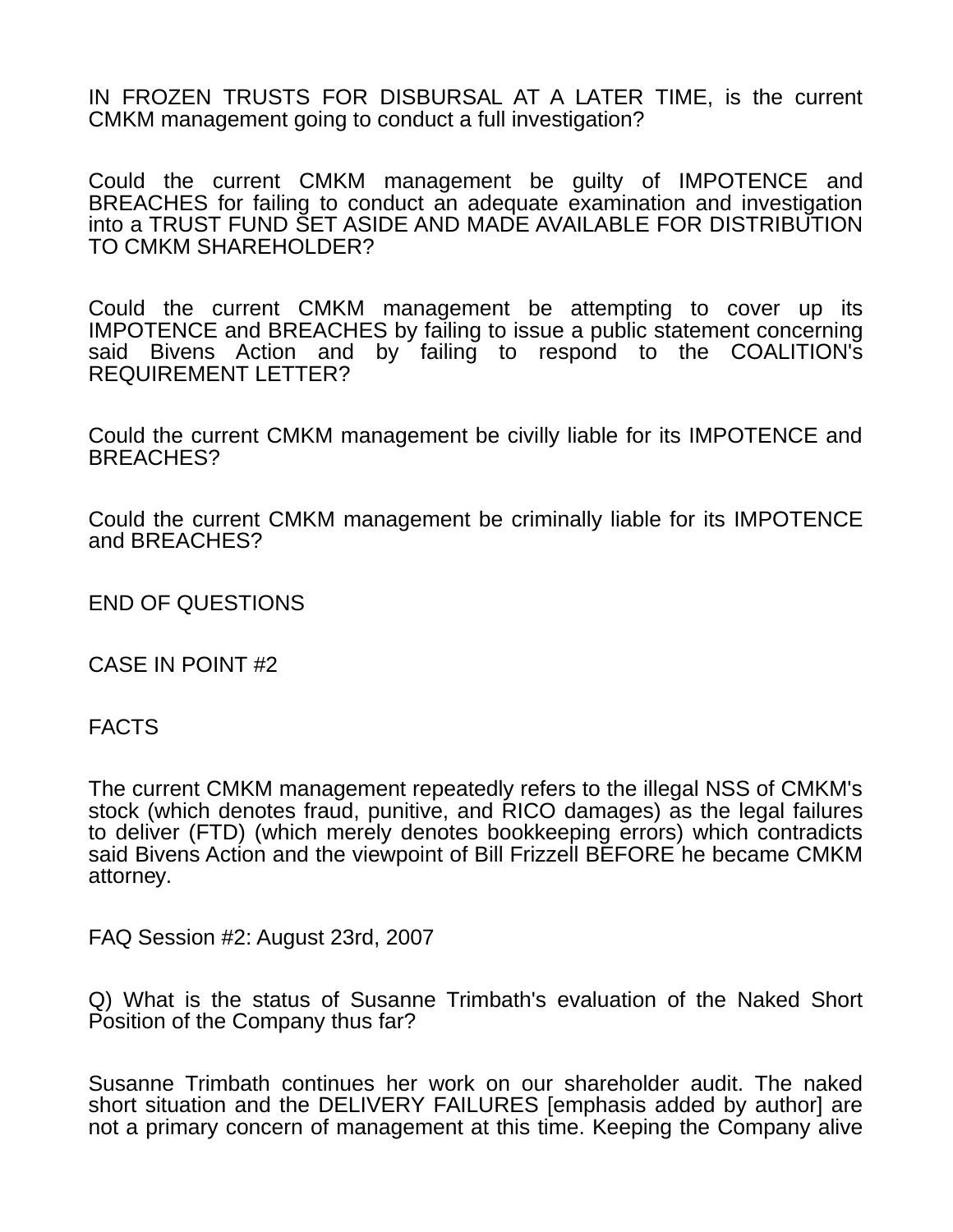IN FROZEN TRUSTS FOR DISBURSAL AT A LATER TIME, is the current CMKM management going to conduct a full investigation?

Could the current CMKM management be guilty of IMPOTENCE and BREACHES for failing to conduct an adequate examination and investigation into a TRUST FUND SET ASIDE AND MADE AVAILABLE FOR DISTRIBUTION TO CMKM SHAREHOLDER?

Could the current CMKM management be attempting to cover up its IMPOTENCE and BREACHES by failing to issue a public statement concerning said Bivens Action and by failing to respond to the COALITION's REQUIREMENT LETTER?

Could the current CMKM management be civilly liable for its IMPOTENCE and BREACHES?

Could the current CMKM management be criminally liable for its IMPOTENCE and BREACHES?

END OF QUESTIONS

CASE IN POINT #2

FACTS

The current CMKM management repeatedly refers to the illegal NSS of CMKM's stock (which denotes fraud, punitive, and RICO damages) as the legal failures to deliver (FTD) (which merely denotes bookkeeping errors) which contradicts said Bivens Action and the viewpoint of Bill Frizzell BEFORE he became CMKM attorney.

FAQ Session #2: August 23rd, 2007

Q) What is the status of Susanne Trimbath's evaluation of the Naked Short Position of the Company thus far?

Susanne Trimbath continues her work on our shareholder audit. The naked short situation and the DELIVERY FAILURES [emphasis added by author] are not a primary concern of management at this time. Keeping the Company alive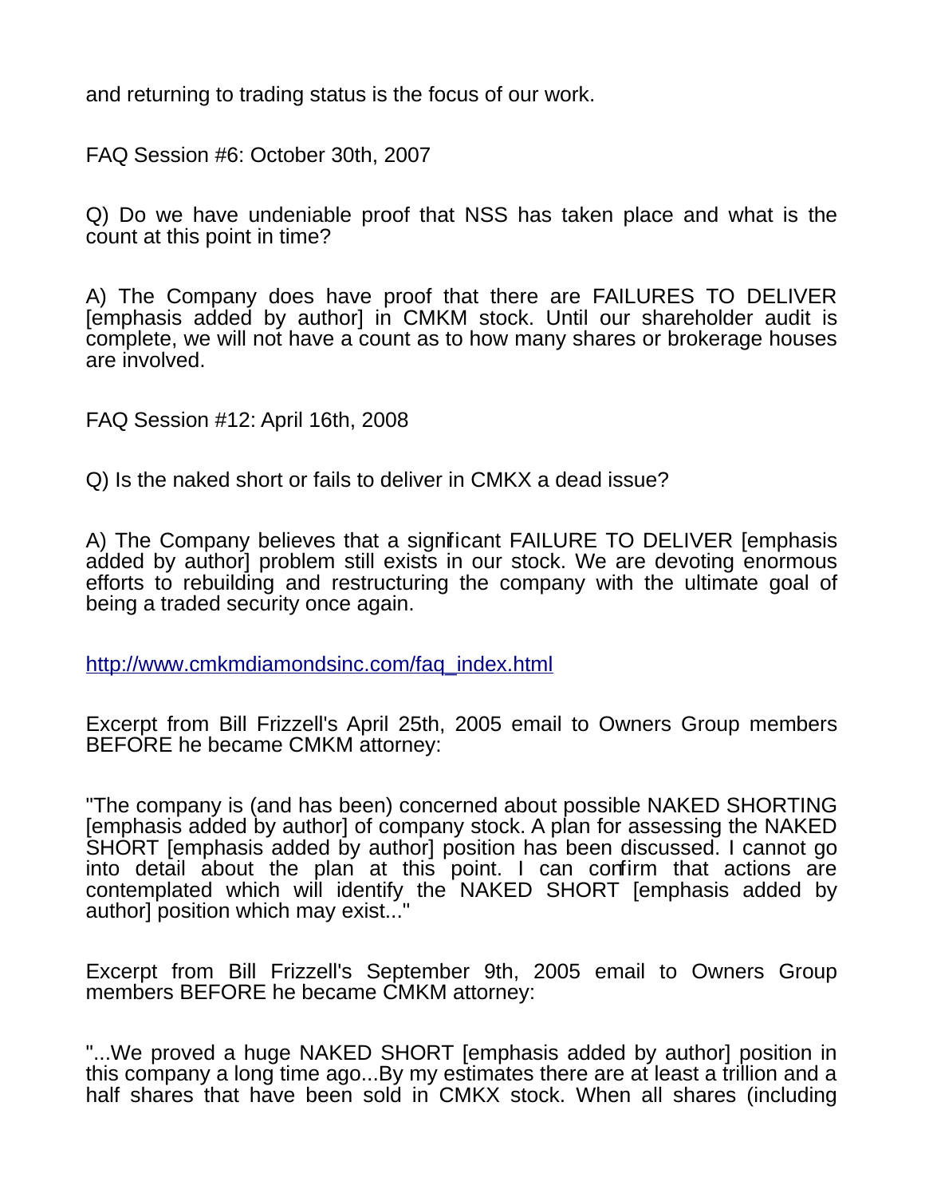and returning to trading status is the focus of our work.

FAQ Session #6: October 30th, 2007

Q) Do we have undeniable proof that NSS has taken place and what is the count at this point in time?

A) The Company does have proof that there are FAILURES TO DELIVER [emphasis added by author] in CMKM stock. Until our shareholder audit is complete, we will not have a count as to how many shares or brokerage houses are involved.

FAQ Session #12: April 16th, 2008

Q) Is the naked short or fails to deliver in CMKX a dead issue?

A) The Company believes that a significant FAILURE TO DELIVER [emphasis added by author] problem still exists in our stock. We are devoting enormous efforts to rebuilding and restructuring the company with the ultimate goal of being a traded security once again.

http://www.cmkmdiamondsinc.com/faq_index.html

Excerpt from Bill Frizzell's April 25th, 2005 email to Owners Group members BEFORE he became CMKM attorney:

"The company is (and has been) concerned about possible NAKED SHORTING [emphasis added by author] of company stock. A plan for assessing the NAKED SHORT [emphasis added by author] position has been discussed. I cannot go into detail about the plan at this point. I can confirm that actions are contemplated which will identify the NAKED SHORT [emphasis added by author] position which may exist..."

Excerpt from Bill Frizzell's September 9th, 2005 email to Owners Group members BEFORE he became CMKM attorney:

"...We proved a huge NAKED SHORT [emphasis added by author] position in this company a long time ago...By my estimates there are at least a trillion and a half shares that have been sold in CMKX stock. When all shares (including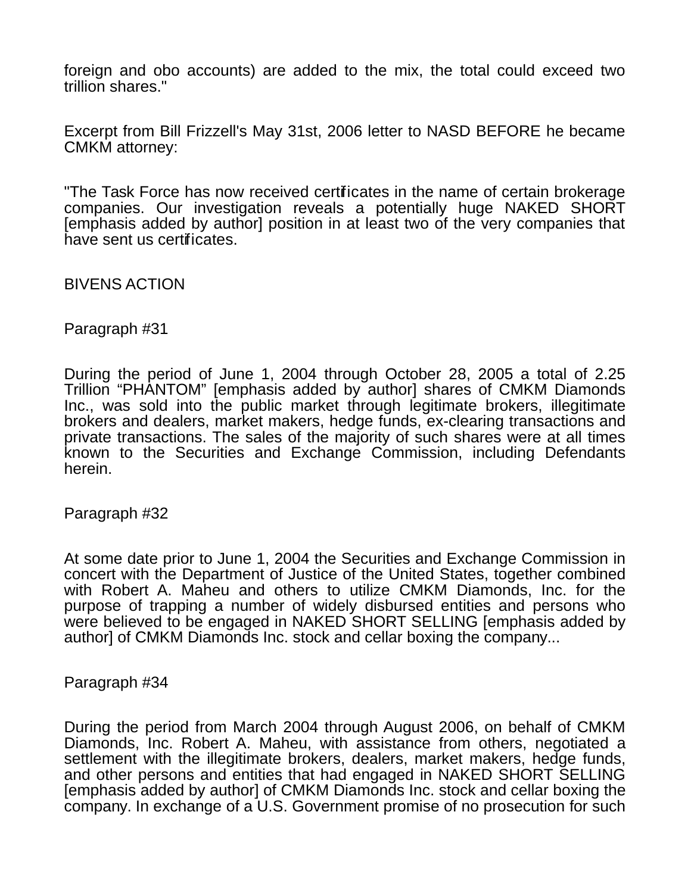foreign and obo accounts) are added to the mix, the total could exceed two trillion shares."

Excerpt from Bill Frizzell's May 31st, 2006 letter to NASD BEFORE he became CMKM attorney:

"The Task Force has now received certificates in the name of certain brokerage companies. Our investigation reveals a potentially huge NAKED SHORT [emphasis added by author] position in at least two of the very companies that have sent us certificates.

BIVENS ACTION

Paragraph #31

During the period of June 1, 2004 through October 28, 2005 a total of 2.25 Trillion "PHANTOM" [emphasis added by author] shares of CMKM Diamonds Inc., was sold into the public market through legitimate brokers, illegitimate brokers and dealers, market makers, hedge funds, ex-clearing transactions and private transactions. The sales of the majority of such shares were at all times known to the Securities and Exchange Commission, including Defendants herein.

Paragraph #32

At some date prior to June 1, 2004 the Securities and Exchange Commission in concert with the Department of Justice of the United States, together combined with Robert A. Maheu and others to utilize CMKM Diamonds, Inc. for the purpose of trapping a number of widely disbursed entities and persons who were believed to be engaged in NAKED SHORT SELLING [emphasis added by author] of CMKM Diamonds Inc. stock and cellar boxing the company...

Paragraph #34

During the period from March 2004 through August 2006, on behalf of CMKM Diamonds, Inc. Robert A. Maheu, with assistance from others, negotiated a settlement with the illegitimate brokers, dealers, market makers, hedge funds, and other persons and entities that had engaged in NAKED SHORT SELLING [emphasis added by author] of CMKM Diamonds Inc. stock and cellar boxing the company. In exchange of a U.S. Government promise of no prosecution for such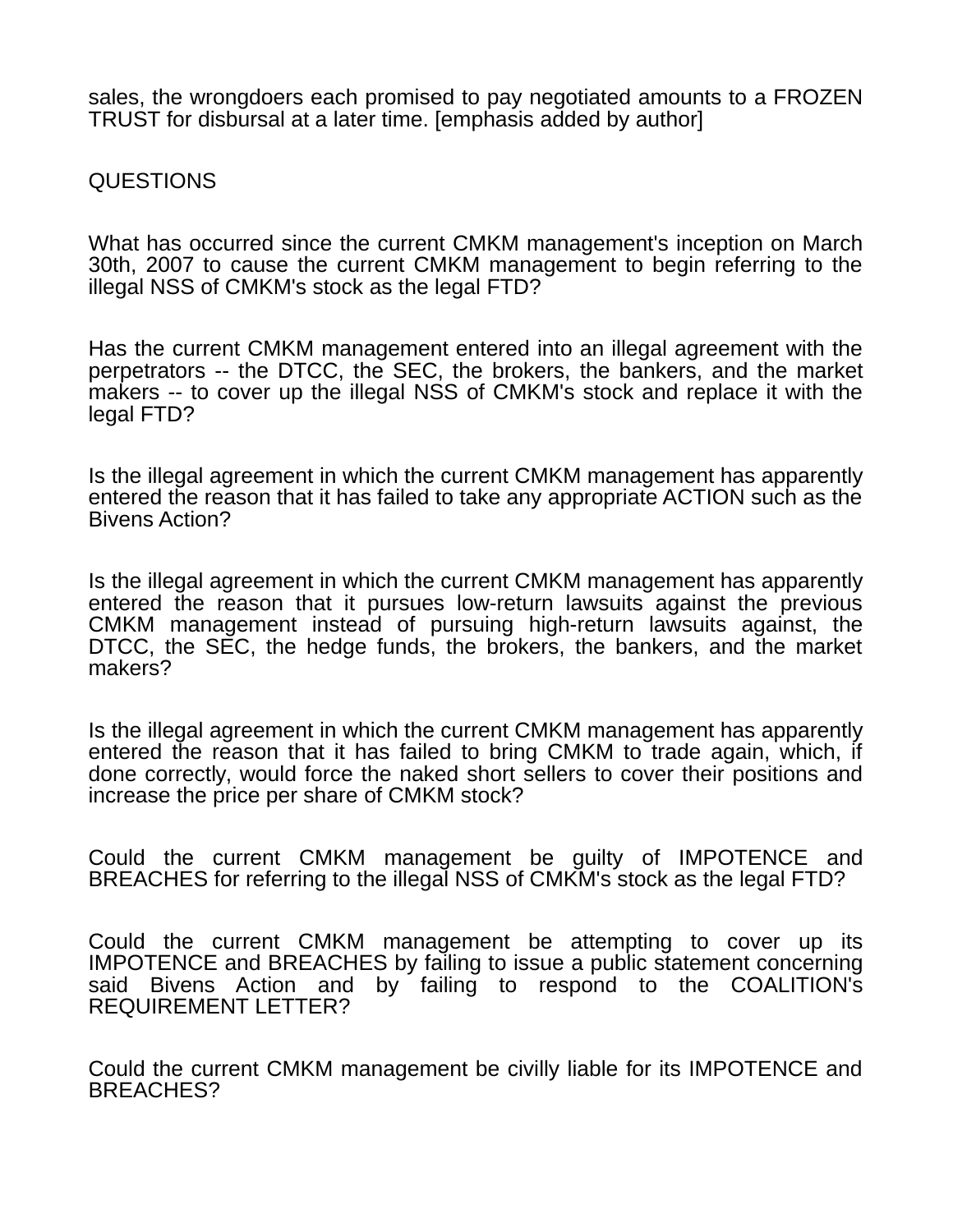sales, the wrongdoers each promised to pay negotiated amounts to a FROZEN TRUST for disbursal at a later time. [emphasis added by author]

QUESTIONS

What has occurred since the current CMKM management's inception on March 30th, 2007 to cause the current CMKM management to begin referring to the illegal NSS of CMKM's stock as the legal FTD?

Has the current CMKM management entered into an illegal agreement with the perpetrators -- the DTCC, the SEC, the brokers, the bankers, and the market makers -- to cover up the illegal NSS of CMKM's stock and replace it with the legal FTD?

Is the illegal agreement in which the current CMKM management has apparently entered the reason that it has failed to take any appropriate ACTION such as the Bivens Action?

Is the illegal agreement in which the current CMKM management has apparently entered the reason that it pursues low-return lawsuits against the previous CMKM management instead of pursuing high-return lawsuits against, the DTCC, the SEC, the hedge funds, the brokers, the bankers, and the market makers?

Is the illegal agreement in which the current CMKM management has apparently entered the reason that it has failed to bring CMKM to trade again, which, if done correctly, would force the naked short sellers to cover their positions and increase the price per share of CMKM stock?

Could the current CMKM management be guilty of IMPOTENCE and BREACHES for referring to the illegal NSS of CMKM's stock as the legal FTD?

Could the current CMKM management be attempting to cover up its IMPOTENCE and BREACHES by failing to issue a public statement concerning said Bivens Action and by failing to respond to the COALITION's REQUIREMENT LETTER?

Could the current CMKM management be civilly liable for its IMPOTENCE and BREACHES?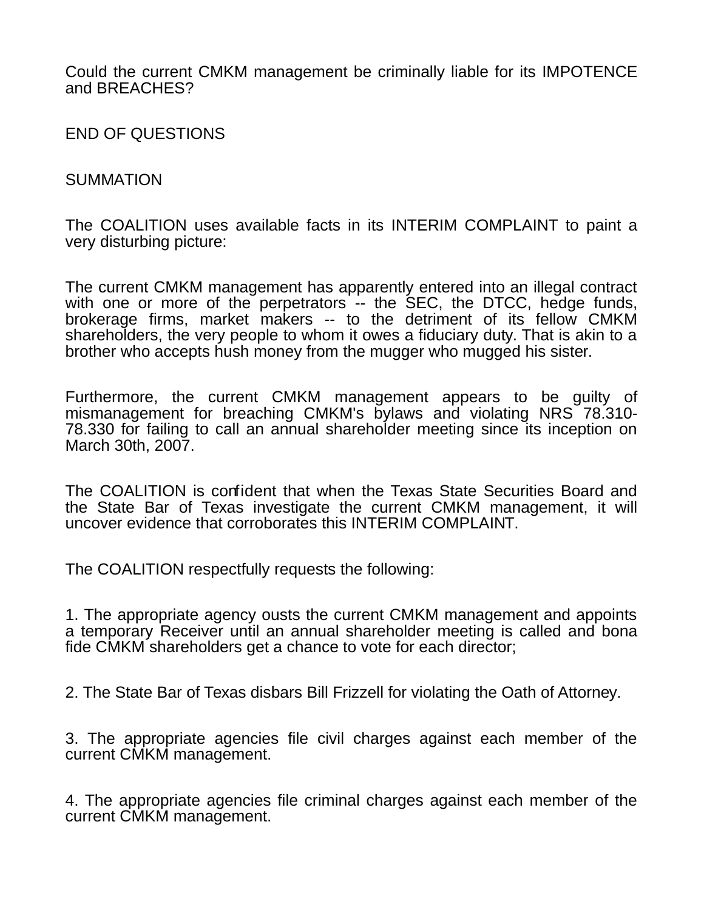Could the current CMKM management be criminally liable for its IMPOTENCE and BREACHES?

END OF QUESTIONS

SUMMATION

The COALITION uses available facts in its INTERIM COMPLAINT to paint a very disturbing picture:

The current CMKM management has apparently entered into an illegal contract with one or more of the perpetrators -- the SEC, the DTCC, hedge funds, brokerage firms, market makers -- to the detriment of its fellow CMKM shareholders, the very people to whom it owes a fiduciary duty. That is akin to a brother who accepts hush money from the mugger who mugged his sister.

Furthermore, the current CMKM management appears to be guilty of mismanagement for breaching CMKM's bylaws and violating NRS 78.310-78.330 for failing to call an annual shareholder meeting since its inception on March 30th, 2007.

The COALITION is confident that when the Texas State Securities Board and the State Bar of Texas investigate the current CMKM management, it will uncover evidence that corroborates this INTERIM COMPLAINT.

The COALITION respectfully requests the following:

1. The appropriate agency ousts the current CMKM management and appoints a temporary Receiver until an annual shareholder meeting is called and bona fide CMKM shareholders get a chance to vote for each director;

2. The State Bar of Texas disbars Bill Frizzell for violating the Oath of Attorney.

3. The appropriate agencies file civil charges against each member of the current CMKM management.

4. The appropriate agencies file criminal charges against each member of the current CMKM management.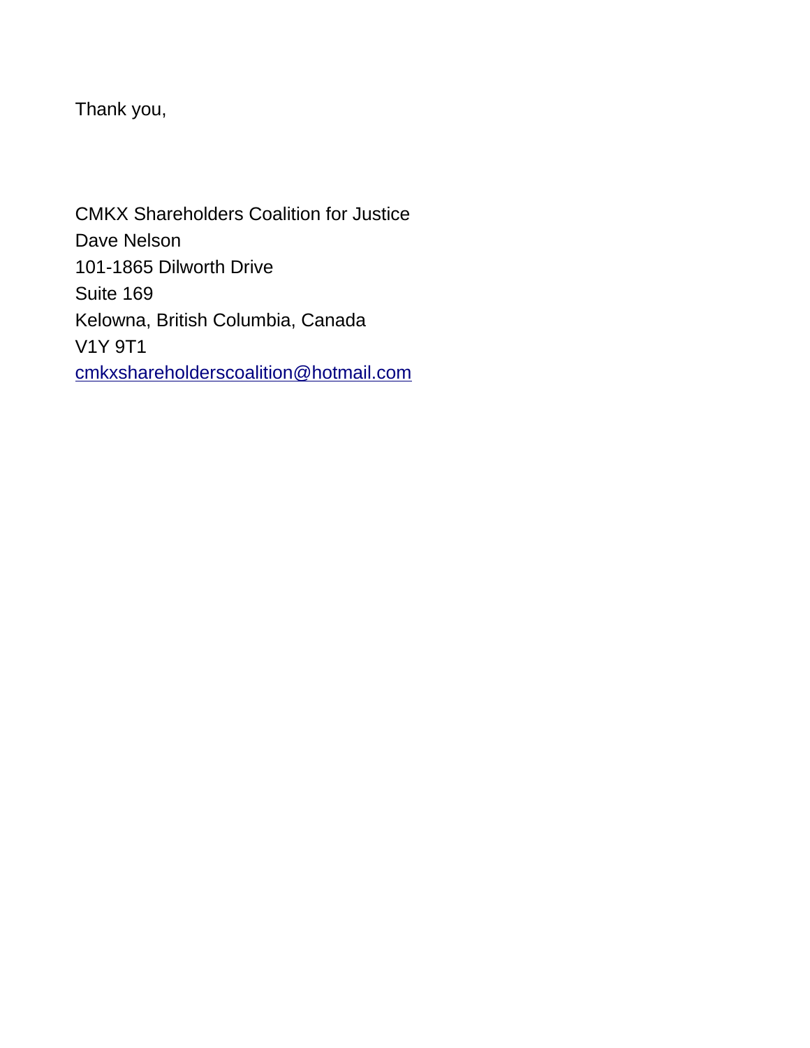Thank you,

CMKX Shareholders Coalition for Justice
Dave Nelson
101-1865 Dilworth Drive
Suite 169
Kelowna, British Columbia, Canada
V1Y 9T1
cmkxshareholderscoalition@hotmail.com